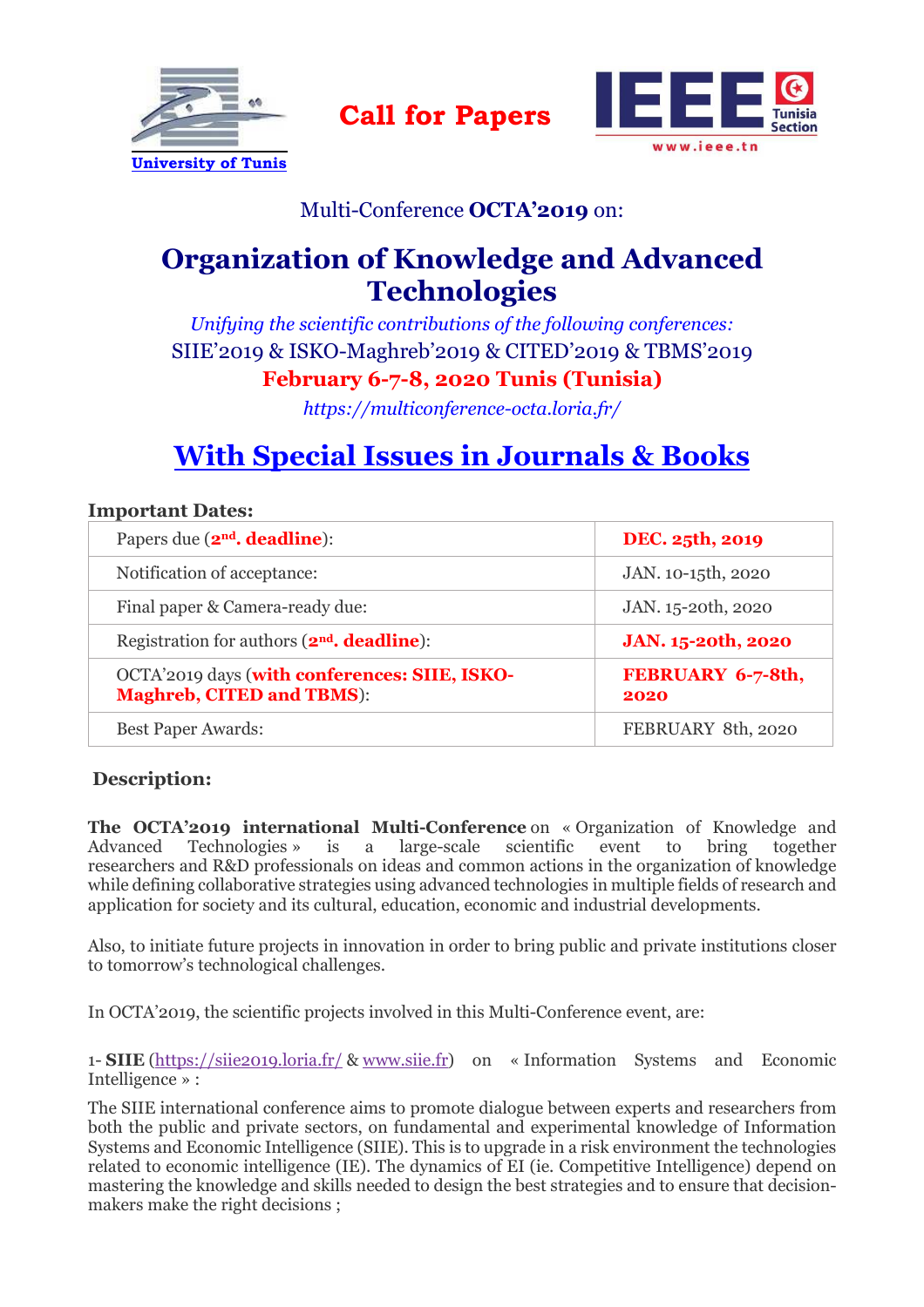University of Tunis

**Call for Papers**

www.ieee.tn

Multi-Conference **OCTA'2019** on:

# Organization of Knowledge and Advanced Technologies

*Unifying the scientific contributions of the following conferences:*

SIIE'2019 & ISKO-Maghreb'2019 & CITED'2019 & TBMS'2019

**February 6-7-8, 2020 Tunis (Tunisia)**

*https://multiconference-octa.loria.fr/*

## With Special Issues in Journals & Books

**Important Dates:**

| | |
|---|---|
| Papers due (**2nd. deadline**): | **DEC. 25th, 2019** |
| Notification of acceptance: | JAN. 10-15th, 2020 |
| Final paper & Camera-ready due: | JAN. 15-20th, 2020 |
| Registration for authors (**2nd. deadline**): | **JAN. 15-20th, 2020** |
| OCTA'2019 days (**with conferences: SIIE, ISKO-Maghreb, CITED and TBMS**): | **FEBRUARY 6-7-8th, 2020** |
| Best Paper Awards: | FEBRUARY 8th, 2020 |

**Description:**

**The OCTA'2019 international Multi-Conference** on « Organization of Knowledge and Advanced Technologies » is a large-scale scientific event to bring together researchers and R&D professionals on ideas and common actions in the organization of knowledge while defining collaborative strategies using advanced technologies in multiple fields of research and application for society and its cultural, education, economic and industrial developments.

Also, to initiate future projects in innovation in order to bring public and private institutions closer to tomorrow's technological challenges.

In OCTA'2019, the scientific projects involved in this Multi-Conference event, are:

1- **SIIE** (https://siie2019.loria.fr/ & www.siie.fr) on « Information Systems and Economic Intelligence » :

The SIIE international conference aims to promote dialogue between experts and researchers from both the public and private sectors, on fundamental and experimental knowledge of Information Systems and Economic Intelligence (SIIE). This is to upgrade in a risk environment the technologies related to economic intelligence (IE). The dynamics of EI (ie. Competitive Intelligence) depend on mastering the knowledge and skills needed to design the best strategies and to ensure that decision-makers make the right decisions ;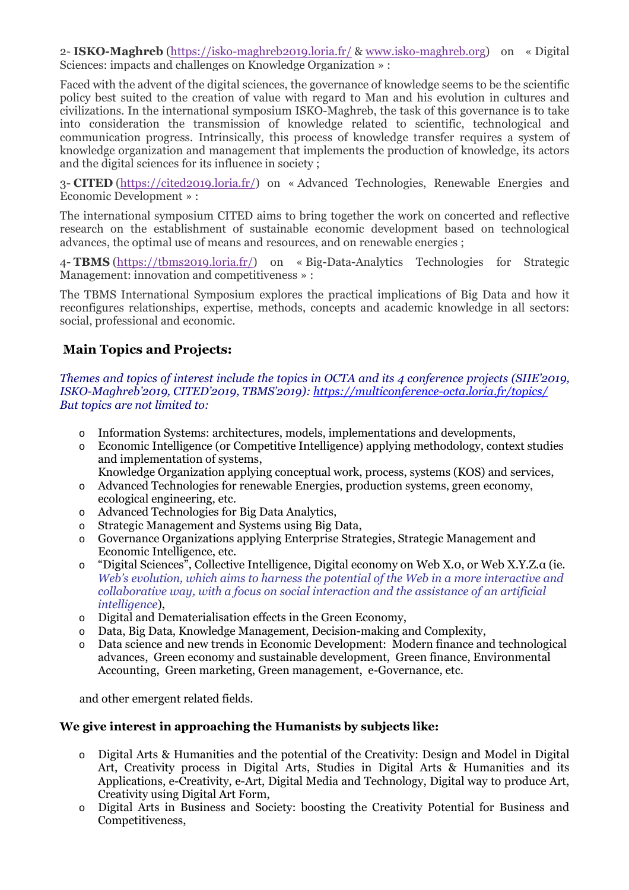2- **ISKO-Maghreb** (https://isko-maghreb2019.loria.fr/ & www.isko-maghreb.org) on « Digital Sciences: impacts and challenges on Knowledge Organization » :

Faced with the advent of the digital sciences, the governance of knowledge seems to be the scientific policy best suited to the creation of value with regard to Man and his evolution in cultures and civilizations. In the international symposium ISKO-Maghreb, the task of this governance is to take into consideration the transmission of knowledge related to scientific, technological and communication progress. Intrinsically, this process of knowledge transfer requires a system of knowledge organization and management that implements the production of knowledge, its actors and the digital sciences for its influence in society ;

3- **CITED** (https://cited2019.loria.fr/) on « Advanced Technologies, Renewable Energies and Economic Development » :

The international symposium CITED aims to bring together the work on concerted and reflective research on the establishment of sustainable economic development based on technological advances, the optimal use of means and resources, and on renewable energies ;

4- **TBMS** (https://tbms2019.loria.fr/) on « Big-Data-Analytics Technologies for Strategic Management: innovation and competitiveness » :

The TBMS International Symposium explores the practical implications of Big Data and how it reconfigures relationships, expertise, methods, concepts and academic knowledge in all sectors: social, professional and economic.

## Main Topics and Projects:

*Themes and topics of interest include the topics in OCTA and its 4 conference projects (SIIE'2019, ISKO-Maghreb'2019, CITED'2019, TBMS'2019): https://multiconference-octa.loria.fr/topics/*
*But topics are not limited to:*

- Information Systems: architectures, models, implementations and developments,
- Economic Intelligence (or Competitive Intelligence) applying methodology, context studies and implementation of systems,
  Knowledge Organization applying conceptual work, process, systems (KOS) and services,
- Advanced Technologies for renewable Energies, production systems, green economy, ecological engineering, etc.
- Advanced Technologies for Big Data Analytics,
- Strategic Management and Systems using Big Data,
- Governance Organizations applying Enterprise Strategies, Strategic Management and Economic Intelligence, etc.
- "Digital Sciences", Collective Intelligence, Digital economy on Web X.0, or Web X.Y.Z.α (ie. *Web's evolution, which aims to harness the potential of the Web in a more interactive and collaborative way, with a focus on social interaction and the assistance of an artificial intelligence*),
- Digital and Dematerialisation effects in the Green Economy,
- Data, Big Data, Knowledge Management, Decision-making and Complexity,
- Data science and new trends in Economic Development: Modern finance and technological advances, Green economy and sustainable development, Green finance, Environmental Accounting, Green marketing, Green management, e-Governance, etc.

and other emergent related fields.

**We give interest in approaching the Humanists by subjects like:**

- Digital Arts & Humanities and the potential of the Creativity: Design and Model in Digital Art, Creativity process in Digital Arts, Studies in Digital Arts & Humanities and its Applications, e-Creativity, e-Art, Digital Media and Technology, Digital way to produce Art, Creativity using Digital Art Form,
- Digital Arts in Business and Society: boosting the Creativity Potential for Business and Competitiveness,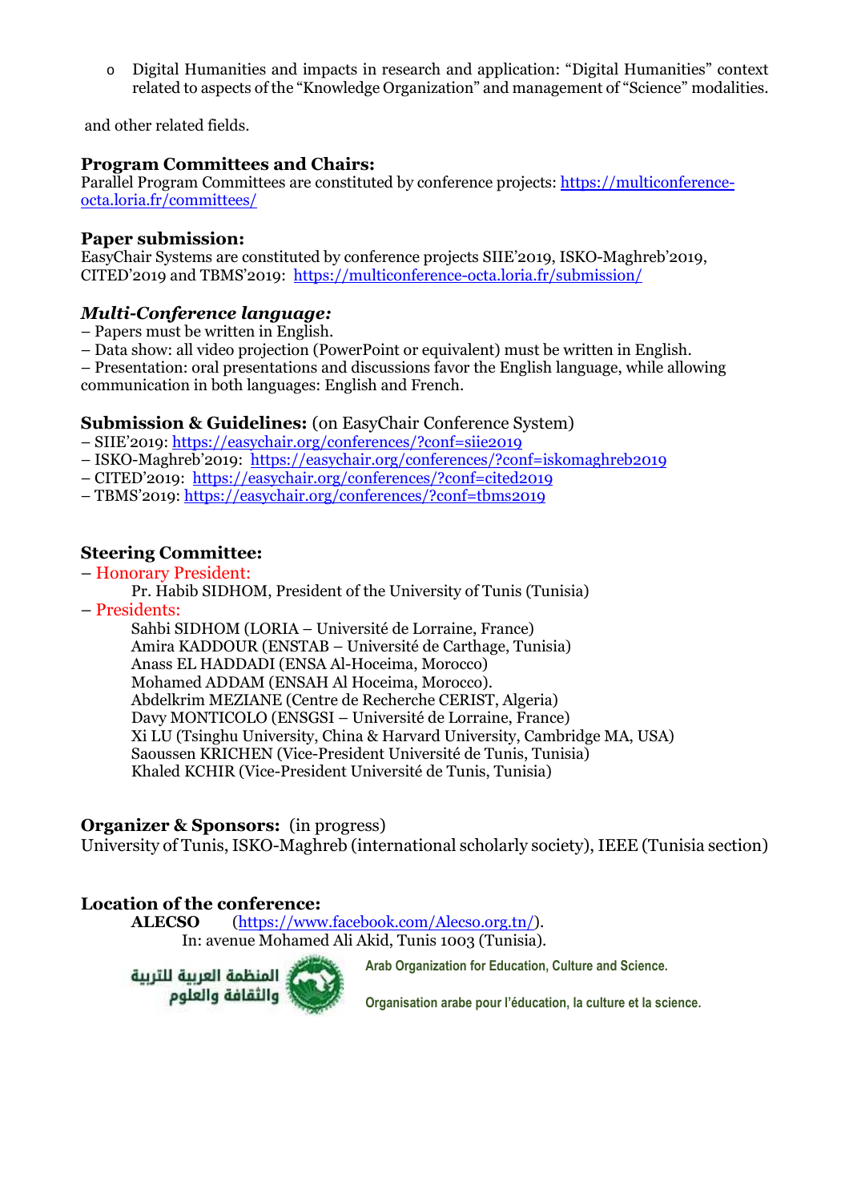- Digital Humanities and impacts in research and application: “Digital Humanities” context related to aspects of the “Knowledge Organization” and management of “Science” modalities.

and other related fields.

**Program Committees and Chairs:**
Parallel Program Committees are constituted by conference projects: https://multiconference-octa.loria.fr/committees/

**Paper submission:**
EasyChair Systems are constituted by conference projects SIIE’2019, ISKO-Maghreb’2019, CITED’2019 and TBMS’2019: https://multiconference-octa.loria.fr/submission/

***Multi-Conference language:***
– Papers must be written in English.
– Data show: all video projection (PowerPoint or equivalent) must be written in English.
– Presentation: oral presentations and discussions favor the English language, while allowing communication in both languages: English and French.

**Submission & Guidelines:** (on EasyChair Conference System)
– SIIE’2019: https://easychair.org/conferences/?conf=siie2019
– ISKO-Maghreb’2019: https://easychair.org/conferences/?conf=iskomaghreb2019
– CITED’2019: https://easychair.org/conferences/?conf=cited2019
– TBMS’2019: https://easychair.org/conferences/?conf=tbms2019

**Steering Committee:**
– Honorary President:
  Pr. Habib SIDHOM, President of the University of Tunis (Tunisia)
– Presidents:
  Sahbi SIDHOM (LORIA – Université de Lorraine, France)
  Amira KADDOUR (ENSTAB – Université de Carthage, Tunisia)
  Anass EL HADDADI (ENSA Al-Hoceima, Morocco)
  Mohamed ADDAM (ENSAH Al Hoceima, Morocco).
  Abdelkrim MEZIANE (Centre de Recherche CERIST, Algeria)
  Davy MONTICOLO (ENSGSI – Université de Lorraine, France)
  Xi LU (Tsinghu University, China & Harvard University, Cambridge MA, USA)
  Saoussen KRICHEN (Vice-President Université de Tunis, Tunisia)
  Khaled KCHIR (Vice-President Université de Tunis, Tunisia)

**Organizer & Sponsors:** (in progress)
University of Tunis, ISKO-Maghreb (international scholarly society), IEEE (Tunisia section)

**Location of the conference:**
**ALECSO** (https://www.facebook.com/Alecso.org.tn/).
In: avenue Mohamed Ali Akid, Tunis 1003 (Tunisia).

المنظمة العربية للتربية والثقافة والعلوم

Arab Organization for Education, Culture and Science.

Organisation arabe pour l’éducation, la culture et la science.